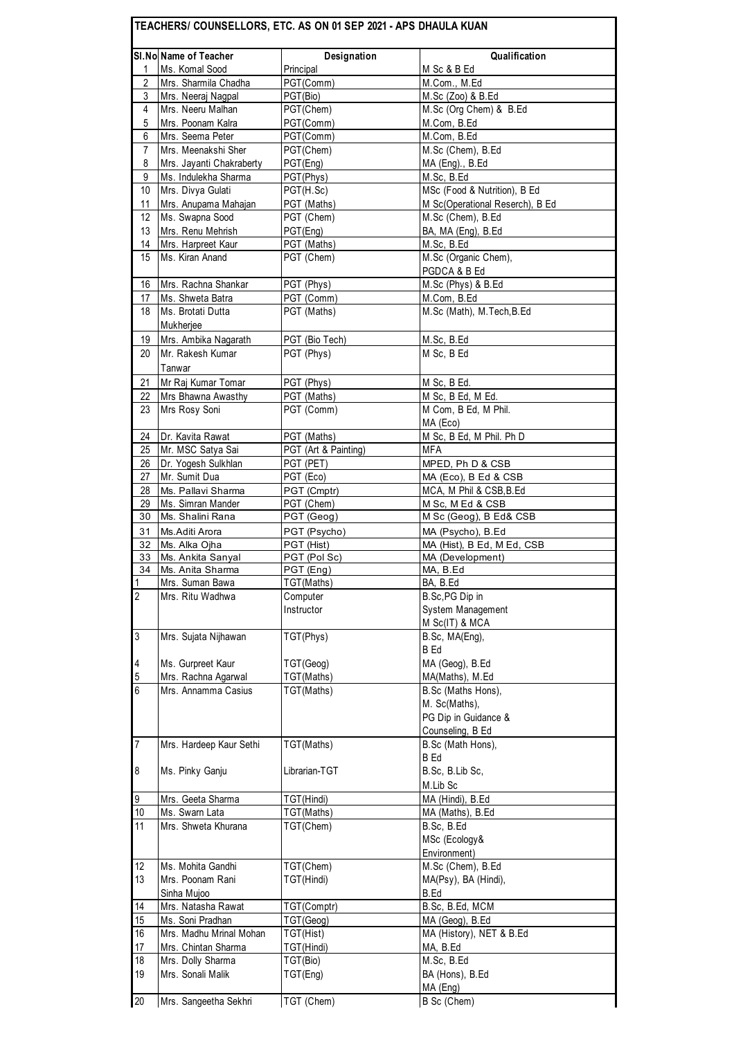## TEACHERS/ COUNSELLORS, ETC. AS ON 01 SEP 2021 - APS DHAULA KUAN

| Sl.No | Name of Teacher | Designation | Qualification |
|---|---|---|---|
| 1 | Ms. Komal Sood | Principal | M Sc & B Ed |
| 2 | Mrs. Sharmila Chadha | PGT(Comm) | M.Com., M.Ed |
| 3 | Mrs. Neeraj Nagpal | PGT(Bio) | M.Sc (Zoo) & B.Ed |
| 4 | Mrs. Neeru Malhan | PGT(Chem) | M.Sc (Org Chem) & B.Ed |
| 5 | Mrs. Poonam Kalra | PGT(Comm) | M.Com, B.Ed |
| 6 | Mrs. Seema Peter | PGT(Comm) | M.Com, B.Ed |
| 7 | Mrs. Meenakshi Sher | PGT(Chem) | M.Sc (Chem), B.Ed |
| 8 | Mrs. Jayanti Chakraberty | PGT(Eng) | MA (Eng)., B.Ed |
| 9 | Ms. Indulekha Sharma | PGT(Phys) | M.Sc, B.Ed |
| 10 | Mrs. Divya Gulati | PGT(H.Sc) | MSc (Food & Nutrition), B Ed |
| 11 | Mrs. Anupama Mahajan | PGT (Maths) | M Sc(Operational Reserch), B Ed |
| 12 | Ms. Swapna Sood | PGT (Chem) | M.Sc (Chem), B.Ed |
| 13 | Mrs. Renu Mehrish | PGT(Eng) | BA, MA (Eng), B.Ed |
| 14 | Mrs. Harpreet Kaur | PGT (Maths) | M.Sc, B.Ed |
| 15 | Ms. Kiran Anand | PGT (Chem) | M.Sc (Organic Chem), PGDCA & B Ed |
| 16 | Mrs. Rachna Shankar | PGT (Phys) | M.Sc (Phys) & B.Ed |
| 17 | Ms. Shweta Batra | PGT (Comm) | M.Com, B.Ed |
| 18 | Ms. Brotati Dutta Mukherjee | PGT (Maths) | M.Sc (Math), M.Tech,B.Ed |
| 19 | Mrs. Ambika Nagarath | PGT (Bio Tech) | M.Sc, B.Ed |
| 20 | Mr. Rakesh Kumar Tanwar | PGT (Phys) | M Sc, B Ed |
| 21 | Mr Raj Kumar Tomar | PGT (Phys) | M Sc, B Ed. |
| 22 | Mrs Bhawna Awasthy | PGT (Maths) | M Sc, B Ed, M Ed. |
| 23 | Mrs Rosy Soni | PGT (Comm) | M Com, B Ed, M Phil. MA (Eco) |
| 24 | Dr. Kavita Rawat | PGT (Maths) | M Sc, B Ed, M Phil. Ph D |
| 25 | Mr. MSC Satya Sai | PGT (Art & Painting) | MFA |
| 26 | Dr. Yogesh Sulkhlan | PGT (PET) | MPED, Ph D & CSB |
| 27 | Mr. Sumit Dua | PGT (Eco) | MA (Eco), B Ed & CSB |
| 28 | Ms. Pallavi Sharma | PGT (Cmptr) | MCA, M Phil & CSB,B.Ed |
| 29 | Ms. Simran Mander | PGT (Chem) | M Sc, M Ed & CSB |
| 30 | Ms. Shalini Rana | PGT (Geog) | M Sc (Geog), B Ed& CSB |
| 31 | Ms.Aditi Arora | PGT (Psycho) | MA (Psycho), B.Ed |
| 32 | Ms. Alka Ojha | PGT (Hist) | MA (Hist), B Ed, M Ed, CSB |
| 33 | Ms. Ankita Sanyal | PGT (Pol Sc) | MA (Development) |
| 34 | Ms. Anita Sharma | PGT (Eng) | MA, B.Ed |
| 1 | Mrs. Suman Bawa | TGT(Maths) | BA, B.Ed |
| 2 | Mrs. Ritu Wadhwa | Computer Instructor | B.Sc,PG Dip in System Management M Sc(IT) & MCA |
| 3 | Mrs. Sujata Nijhawan | TGT(Phys) | B.Sc, MA(Eng), B Ed |
| 4 | Ms. Gurpreet Kaur | TGT(Geog) | MA (Geog), B.Ed |
| 5 | Mrs. Rachna Agarwal | TGT(Maths) | MA(Maths), M.Ed |
| 6 | Mrs. Annamma Casius | TGT(Maths) | B.Sc (Maths Hons), M. Sc(Maths), PG Dip in Guidance & Counseling, B Ed |
| 7 | Mrs. Hardeep Kaur Sethi | TGT(Maths) | B.Sc (Math Hons), B Ed |
| 8 | Ms. Pinky Ganju | Librarian-TGT | B.Sc, B.Lib Sc, M.Lib Sc |
| 9 | Mrs. Geeta Sharma | TGT(Hindi) | MA (Hindi), B.Ed |
| 10 | Ms. Swarn Lata | TGT(Maths) | MA (Maths), B.Ed |
| 11 | Mrs. Shweta Khurana | TGT(Chem) | B.Sc, B.Ed MSc (Ecology& Environment) |
| 12 | Ms. Mohita Gandhi | TGT(Chem) | M.Sc (Chem), B.Ed |
| 13 | Mrs. Poonam Rani Sinha Mujoo | TGT(Hindi) | MA(Psy), BA (Hindi), B.Ed |
| 14 | Mrs. Natasha Rawat | TGT(Comptr) | B.Sc, B.Ed, MCM |
| 15 | Ms. Soni Pradhan | TGT(Geog) | MA (Geog), B.Ed |
| 16 | Mrs. Madhu Mrinal Mohan | TGT(Hist) | MA (History), NET & B.Ed |
| 17 | Mrs. Chintan Sharma | TGT(Hindi) | MA, B.Ed |
| 18 | Mrs. Dolly Sharma | TGT(Bio) | M.Sc, B.Ed |
| 19 | Mrs. Sonali Malik | TGT(Eng) | BA (Hons), B.Ed MA (Eng) |
| 20 | Mrs. Sangeetha Sekhri | TGT (Chem) | B Sc (Chem) |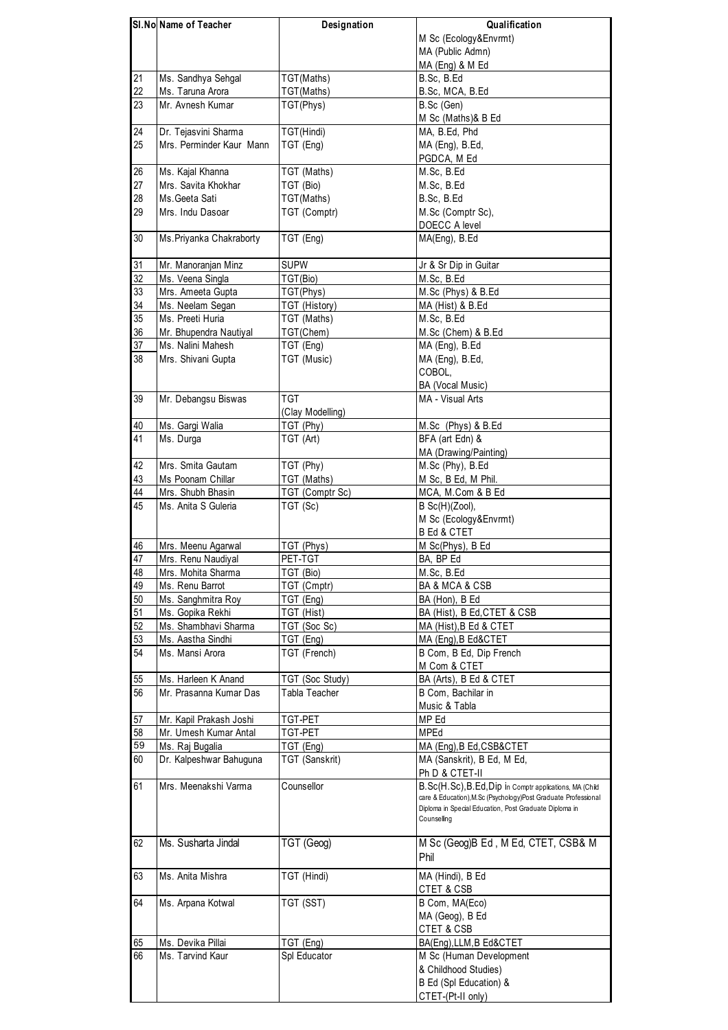| Sl.No | Name of Teacher | Designation | Qualification |
|---|---|---|---|
| | | | M Sc (Ecology&Envrmt) MA (Public Admn) MA (Eng) & M Ed |
| 21 | Ms. Sandhya Sehgal | TGT(Maths) | B.Sc, B.Ed |
| 22 | Ms. Taruna Arora | TGT(Maths) | B.Sc, MCA, B.Ed |
| 23 | Mr. Avnesh Kumar | TGT(Phys) | B.Sc (Gen) M Sc (Maths)& B Ed |
| 24 | Dr. Tejasvini Sharma | TGT(Hindi) | MA, B.Ed, Phd |
| 25 | Mrs. Perminder Kaur Mann | TGT (Eng) | MA (Eng), B.Ed, PGDCA, M Ed |
| 26 | Ms. Kajal Khanna | TGT (Maths) | M.Sc, B.Ed |
| 27 | Mrs. Savita Khokhar | TGT (Bio) | M.Sc, B.Ed |
| 28 | Ms.Geeta Sati | TGT(Maths) | B.Sc, B.Ed |
| 29 | Mrs. Indu Dasoar | TGT (Comptr) | M.Sc (Comptr Sc), DOECC A level |
| 30 | Ms.Priyanka Chakraborty | TGT (Eng) | MA(Eng), B.Ed |
| 31 | Mr. Manoranjan Minz | SUPW | Jr & Sr Dip in Guitar |
| 32 | Ms. Veena Singla | TGT(Bio) | M.Sc, B.Ed |
| 33 | Mrs. Ameeta Gupta | TGT(Phys) | M.Sc (Phys) & B.Ed |
| 34 | Ms. Neelam Segan | TGT (History) | MA (Hist) & B.Ed |
| 35 | Ms. Preeti Huria | TGT (Maths) | M.Sc, B.Ed |
| 36 | Mr. Bhupendra Nautiyal | TGT(Chem) | M.Sc (Chem) & B.Ed |
| 37 | Ms. Nalini Mahesh | TGT (Eng) | MA (Eng), B.Ed |
| 38 | Mrs. Shivani Gupta | TGT (Music) | MA (Eng), B.Ed, COBOL, BA (Vocal Music) |
| 39 | Mr. Debangsu Biswas | TGT (Clay Modelling) | MA - Visual Arts |
| 40 | Ms. Gargi Walia | TGT (Phy) | M.Sc (Phys) & B.Ed |
| 41 | Ms. Durga | TGT (Art) | BFA (art Edn) & MA (Drawing/Painting) |
| 42 | Mrs. Smita Gautam | TGT (Phy) | M.Sc (Phy), B.Ed |
| 43 | Ms Poonam Chillar | TGT (Maths) | M Sc, B Ed, M Phil. |
| 44 | Mrs. Shubh Bhasin | TGT (Comptr Sc) | MCA, M.Com & B Ed |
| 45 | Ms. Anita S Guleria | TGT (Sc) | B Sc(H)(Zool), M Sc (Ecology&Envrmt) B Ed & CTET |
| 46 | Mrs. Meenu Agarwal | TGT (Phys) | M Sc(Phys), B Ed |
| 47 | Mrs. Renu Naudiyal | PET-TGT | BA, BP Ed |
| 48 | Mrs. Mohita Sharma | TGT (Bio) | M.Sc, B.Ed |
| 49 | Ms. Renu Barrot | TGT (Cmptr) | BA & MCA & CSB |
| 50 | Ms. Sanghmitra Roy | TGT (Eng) | BA (Hon), B Ed |
| 51 | Ms. Gopika Rekhi | TGT (Hist) | BA (Hist), B Ed,CTET & CSB |
| 52 | Ms. Shambhavi Sharma | TGT (Soc Sc) | MA (Hist),B Ed & CTET |
| 53 | Ms. Aastha Sindhi | TGT (Eng) | MA (Eng),B Ed&CTET |
| 54 | Ms. Mansi Arora | TGT (French) | B Com, B Ed, Dip French M Com & CTET |
| 55 | Ms. Harleen K Anand | TGT (Soc Study) | BA (Arts), B Ed & CTET |
| 56 | Mr. Prasanna Kumar Das | Tabla Teacher | B Com, Bachilar in Music & Tabla |
| 57 | Mr. Kapil Prakash Joshi | TGT-PET | MP Ed |
| 58 | Mr. Umesh Kumar Antal | TGT-PET | MPEd |
| 59 | Ms. Raj Bugalia | TGT (Eng) | MA (Eng),B Ed,CSB&CTET |
| 60 | Dr. Kalpeshwar Bahuguna | TGT (Sanskrit) | MA (Sanskrit), B Ed, M Ed, Ph D & CTET-II |
| 61 | Mrs. Meenakshi Varma | Counsellor | B.Sc(H.Sc),B.Ed,Dip in Comptr applications, MA (Child care & Education),M.Sc (Psychology)Post Graduate Professional Diploma in Special Education, Post Graduate Diploma in Counselling |
| 62 | Ms. Susharta Jindal | TGT (Geog) | M Sc (Geog)B Ed , M Ed, CTET, CSB& M Phil |
| 63 | Ms. Anita Mishra | TGT (Hindi) | MA (Hindi), B Ed CTET & CSB |
| 64 | Ms. Arpana Kotwal | TGT (SST) | B Com, MA(Eco) MA (Geog), B Ed CTET & CSB |
| 65 | Ms. Devika Pillai | TGT (Eng) | BA(Eng),LLM,B Ed&CTET |
| 66 | Ms. Tarvind Kaur | Spl Educator | M Sc (Human Development & Childhood Studies) B Ed (Spl Education) & CTET-(Pt-II only) |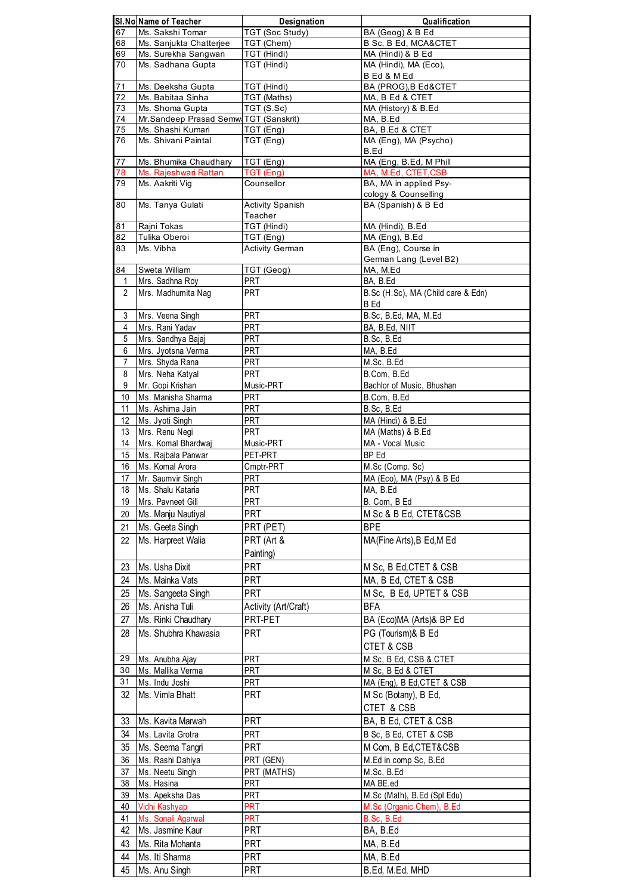| Sl.No | Name of Teacher | Designation | Qualification |
|---|---|---|---|
| 67 | Ms. Sakshi Tomar | TGT (Soc Study) | BA (Geog) & B Ed |
| 68 | Ms. Sanjukta Chatterjee | TGT (Chem) | B Sc, B Ed, MCA&CTET |
| 69 | Ms. Surekha Sangwan | TGT (Hindi) | MA (Hindi) & B Ed |
| 70 | Ms. Sadhana Gupta | TGT (Hindi) | MA (Hindi), MA (Eco), B Ed & M Ed |
| 71 | Ms. Deeksha Gupta | TGT (Hindi) | BA (PROG),B Ed&CTET |
| 72 | Ms. Babitaa Sinha | TGT (Maths) | MA, B Ed & CTET |
| 73 | Ms. Shoma Gupta | TGT (S.Sc) | MA (History) & B.Ed |
| 74 | Mr.Sandeep Prasad Semw | TGT (Sanskrit) | MA, B.Ed |
| 75 | Ms. Shashi Kumari | TGT (Eng) | BA, B.Ed & CTET |
| 76 | Ms. Shivani Paintal | TGT (Eng) | MA (Eng), MA (Psycho) B.Ed |
| 77 | Ms. Bhumika Chaudhary | TGT (Eng) | MA (Eng, B.Ed, M Phill |
| 78 | Ms. Rajeshwari Rattan | TGT (Eng) | MA, M.Ed, CTET,CSB |
| 79 | Ms. Aakriti Vig | Counsellor | BA, MA in applied Psy-cology & Counselling |
| 80 | Ms. Tanya Gulati | Activity Spanish Teacher | BA (Spanish) & B Ed |
| 81 | Rajni Tokas | TGT (Hindi) | MA (Hindi), B.Ed |
| 82 | Tulika Oberoi | TGT (Eng) | MA (Eng), B.Ed |
| 83 | Ms. Vibha | Activity German | BA (Eng), Course in German Lang (Level B2) |
| 84 | Sweta William | TGT (Geog) | MA, M.Ed |
| 1 | Mrs. Sadhna Roy | PRT | BA, B.Ed |
| 2 | Mrs. Madhumita Nag | PRT | B.Sc (H.Sc), MA (Child care & Edn) B Ed |
| 3 | Mrs. Veena Singh | PRT | B.Sc, B.Ed, MA, M.Ed |
| 4 | Mrs. Rani Yadav | PRT | BA, B.Ed, NIIT |
| 5 | Mrs. Sandhya Bajaj | PRT | B.Sc, B.Ed |
| 6 | Mrs. Jyotsna Verma | PRT | MA, B.Ed |
| 7 | Mrs. Shyda Rana | PRT | M.Sc, B.Ed |
| 8 | Mrs. Neha Katyal | PRT | B.Com, B.Ed |
| 9 | Mr. Gopi Krishan | Music-PRT | Bachlor of Music, Bhushan |
| 10 | Ms. Manisha Sharma | PRT | B.Com, B.Ed |
| 11 | Ms. Ashima Jain | PRT | B.Sc, B.Ed |
| 12 | Ms. Jyoti Singh | PRT | MA (Hindi) & B.Ed |
| 13 | Mrs. Renu Negi | PRT | MA (Maths) & B.Ed |
| 14 | Mrs. Komal Bhardwaj | Music-PRT | MA - Vocal Music |
| 15 | Ms. Rajbala Panwar | PET-PRT | BP Ed |
| 16 | Ms. Komal Arora | Cmptr-PRT | M.Sc (Comp. Sc) |
| 17 | Mr. Saumvir Singh | PRT | MA (Eco), MA (Psy) & B Ed |
| 18 | Ms. Shalu Kataria | PRT | MA, B.Ed |
| 19 | Mrs. Pavneet Gill | PRT | B. Com, B Ed |
| 20 | Ms. Manju Nautiyal | PRT | M Sc & B Ed, CTET&CSB |
| 21 | Ms. Geeta Singh | PRT (PET) | BPE |
| 22 | Ms. Harpreet Walia | PRT (Art & Painting) | MA(Fine Arts),B Ed,M Ed |
| 23 | Ms. Usha Dixit | PRT | M Sc, B Ed,CTET & CSB |
| 24 | Ms. Mainka Vats | PRT | MA, B Ed, CTET & CSB |
| 25 | Ms. Sangeeta Singh | PRT | M Sc, B Ed, UPTET & CSB |
| 26 | Ms. Anisha Tuli | Activity (Art/Craft) | BFA |
| 27 | Ms. Rinki Chaudhary | PRT-PET | BA (Eco)MA (Arts)& BP Ed |
| 28 | Ms. Shubhra Khawasia | PRT | PG (Tourism)& B Ed CTET & CSB |
| 29 | Ms. Anubha Ajay | PRT | M Sc, B Ed, CSB & CTET |
| 30 | Ms. Mallika Verma | PRT | M Sc, B Ed & CTET |
| 31 | Ms. Indu Joshi | PRT | MA (Eng), B Ed,CTET & CSB |
| 32 | Ms. Vimla Bhatt | PRT | M Sc (Botany), B Ed, CTET & CSB |
| 33 | Ms. Kavita Marwah | PRT | BA, B Ed, CTET & CSB |
| 34 | Ms. Lavita Grotra | PRT | B Sc, B Ed, CTET & CSB |
| 35 | Ms. Seema Tangri | PRT | M Com, B Ed,CTET&CSB |
| 36 | Ms. Rashi Dahiya | PRT (GEN) | M.Ed in comp Sc, B.Ed |
| 37 | Ms. Neetu Singh | PRT (MATHS) | M.Sc, B.Ed |
| 38 | Ms. Hasina | PRT | MA BE.ed |
| 39 | Ms. Apeksha Das | PRT | M.Sc (Math), B.Ed (Spl Edu) |
| 40 | Vidhi Kashyap | PRT | M.Sc (Organic Chem), B.Ed |
| 41 | Ms. Sonali Agarwal | PRT | B.Sc, B.Ed |
| 42 | Ms. Jasmine Kaur | PRT | BA, B.Ed |
| 43 | Ms. Rita Mohanta | PRT | MA, B.Ed |
| 44 | Ms. Iti Sharma | PRT | MA, B.Ed |
| 45 | Ms. Anu Singh | PRT | B.Ed, M.Ed, MHD |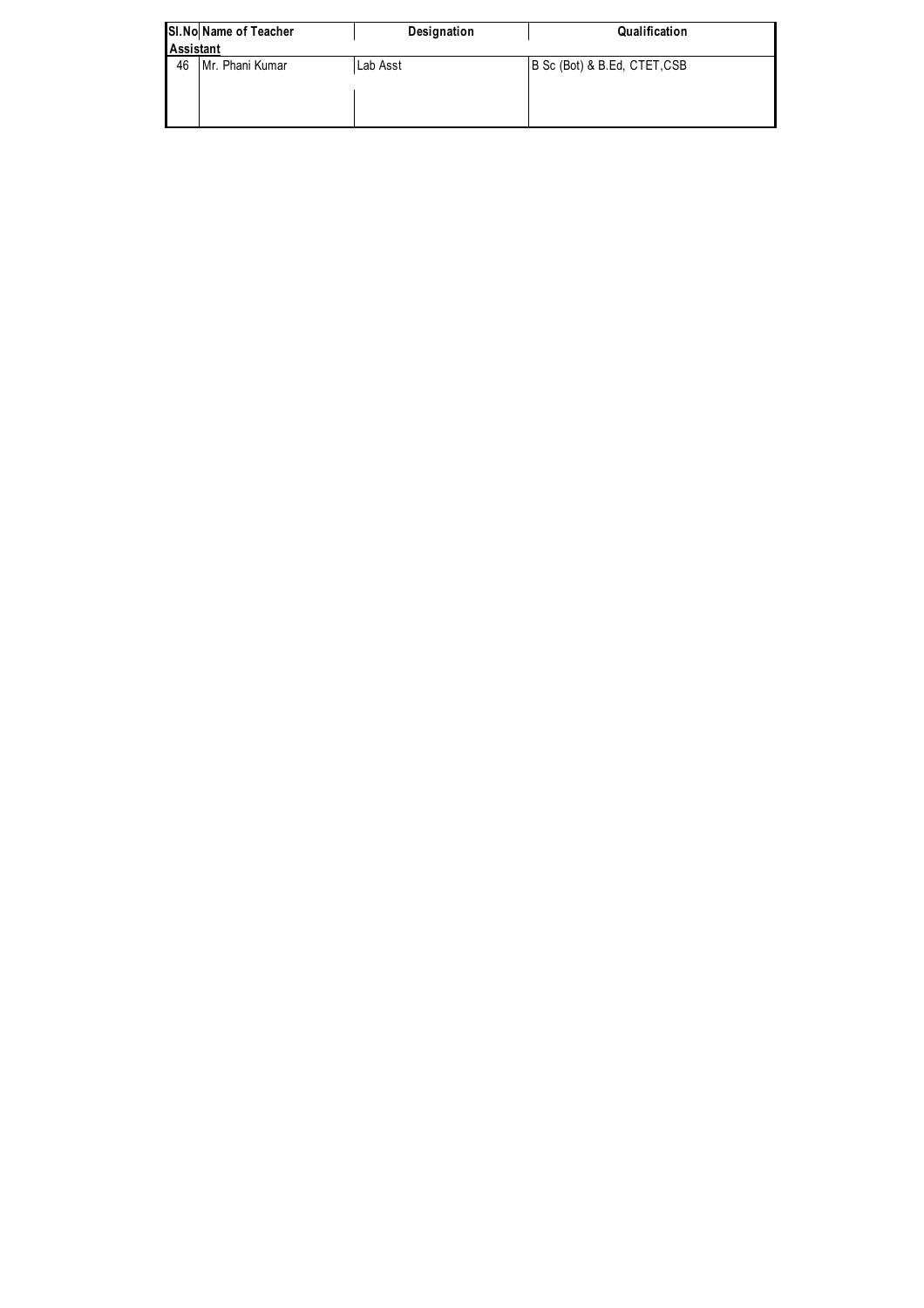| Sl.No | Name of Teacher | Designation | Qualification |
|---|---|---|---|
| **Assistant** | | | |
| 46 | Mr. Phani Kumar | Lab Asst | B Sc (Bot) & B.Ed, CTET,CSB |